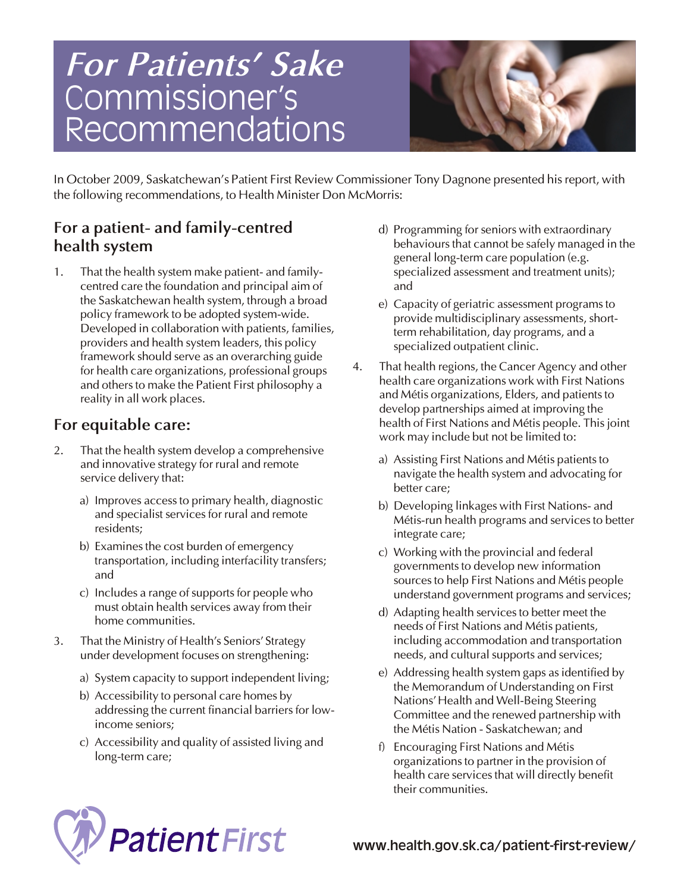# *For Patients' Sake* Commissioner's Recommendations

In October 2009, Saskatchewan's Patient First Review Commissioner Tony Dagnone presented his report, with the following recommendations, to Health Minister Don McMorris:

## For a patient- and family-centred health system

1. That the health system make patient- and family-centred care the foundation and principal aim of the Saskatchewan health system, through a broad policy framework to be adopted system-wide. Developed in collaboration with patients, families, providers and health system leaders, this policy framework should serve as an overarching guide for health care organizations, professional groups and others to make the Patient First philosophy a reality in all work places.

## For equitable care:

2. That the health system develop a comprehensive and innovative strategy for rural and remote service delivery that:
   a) Improves access to primary health, diagnostic and specialist services for rural and remote residents;
   b) Examines the cost burden of emergency transportation, including interfacility transfers; and
   c) Includes a range of supports for people who must obtain health services away from their home communities.
3. That the Ministry of Health's Seniors' Strategy under development focuses on strengthening:
   a) System capacity to support independent living;
   b) Accessibility to personal care homes by addressing the current financial barriers for low-income seniors;
   c) Accessibility and quality of assisted living and long-term care;
   d) Programming for seniors with extraordinary behaviours that cannot be safely managed in the general long-term care population (e.g. specialized assessment and treatment units); and
   e) Capacity of geriatric assessment programs to provide multidisciplinary assessments, short-term rehabilitation, day programs, and a specialized outpatient clinic.
4. That health regions, the Cancer Agency and other health care organizations work with First Nations and Métis organizations, Elders, and patients to develop partnerships aimed at improving the health of First Nations and Métis people. This joint work may include but not be limited to:
   a) Assisting First Nations and Métis patients to navigate the health system and advocating for better care;
   b) Developing linkages with First Nations- and Métis-run health programs and services to better integrate care;
   c) Working with the provincial and federal governments to develop new information sources to help First Nations and Métis people understand government programs and services;
   d) Adapting health services to better meet the needs of First Nations and Métis patients, including accommodation and transportation needs, and cultural supports and services;
   e) Addressing health system gaps as identified by the Memorandum of Understanding on First Nations' Health and Well-Being Steering Committee and the renewed partnership with the Métis Nation - Saskatchewan; and
   f) Encouraging First Nations and Métis organizations to partner in the provision of health care services that will directly benefit their communities.

Patient First

www.health.gov.sk.ca/patient-first-review/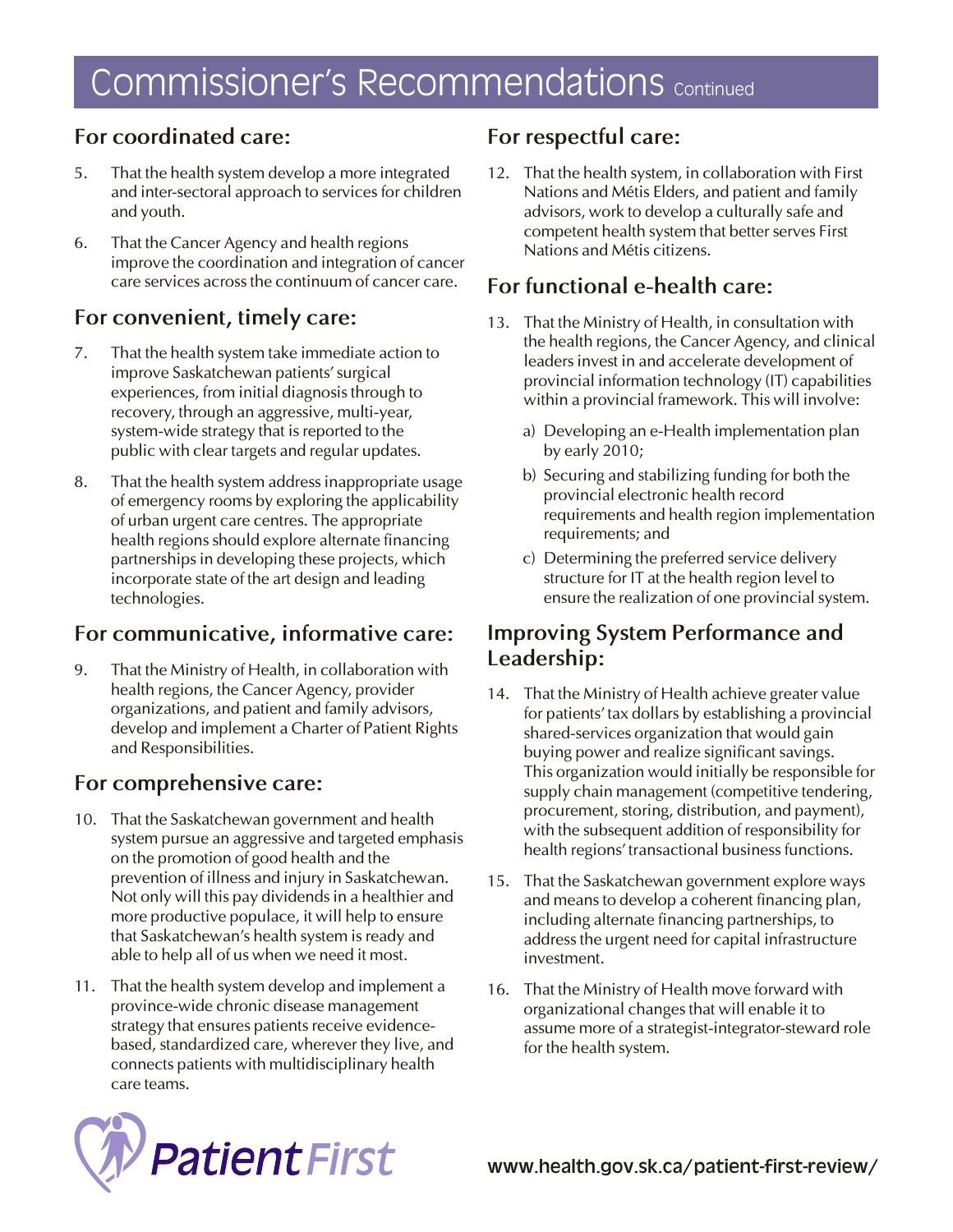# Commissioner's Recommendations Continued

## For coordinated care:

5. That the health system develop a more integrated and inter-sectoral approach to services for children and youth.
6. That the Cancer Agency and health regions improve the coordination and integration of cancer care services across the continuum of cancer care.

## For convenient, timely care:

7. That the health system take immediate action to improve Saskatchewan patients' surgical experiences, from initial diagnosis through to recovery, through an aggressive, multi-year, system-wide strategy that is reported to the public with clear targets and regular updates.
8. That the health system address inappropriate usage of emergency rooms by exploring the applicability of urban urgent care centres. The appropriate health regions should explore alternate financing partnerships in developing these projects, which incorporate state of the art design and leading technologies.

## For communicative, informative care:

9. That the Ministry of Health, in collaboration with health regions, the Cancer Agency, provider organizations, and patient and family advisors, develop and implement a Charter of Patient Rights and Responsibilities.

## For comprehensive care:

10. That the Saskatchewan government and health system pursue an aggressive and targeted emphasis on the promotion of good health and the prevention of illness and injury in Saskatchewan. Not only will this pay dividends in a healthier and more productive populace, it will help to ensure that Saskatchewan's health system is ready and able to help all of us when we need it most.
11. That the health system develop and implement a province-wide chronic disease management strategy that ensures patients receive evidence-based, standardized care, wherever they live, and connects patients with multidisciplinary health care teams.

## For respectful care:

12. That the health system, in collaboration with First Nations and Métis Elders, and patient and family advisors, work to develop a culturally safe and competent health system that better serves First Nations and Métis citizens.

## For functional e-health care:

13. That the Ministry of Health, in consultation with the health regions, the Cancer Agency, and clinical leaders invest in and accelerate development of provincial information technology (IT) capabilities within a provincial framework. This will involve:
    a) Developing an e-Health implementation plan by early 2010;
    b) Securing and stabilizing funding for both the provincial electronic health record requirements and health region implementation requirements; and
    c) Determining the preferred service delivery structure for IT at the health region level to ensure the realization of one provincial system.

## Improving System Performance and Leadership:

14. That the Ministry of Health achieve greater value for patients' tax dollars by establishing a provincial shared-services organization that would gain buying power and realize significant savings. This organization would initially be responsible for supply chain management (competitive tendering, procurement, storing, distribution, and payment), with the subsequent addition of responsibility for health regions' transactional business functions.
15. That the Saskatchewan government explore ways and means to develop a coherent financing plan, including alternate financing partnerships, to address the urgent need for capital infrastructure investment.
16. That the Ministry of Health move forward with organizational changes that will enable it to assume more of a strategist-integrator-steward role for the health system.

Patient First

www.health.gov.sk.ca/patient-first-review/